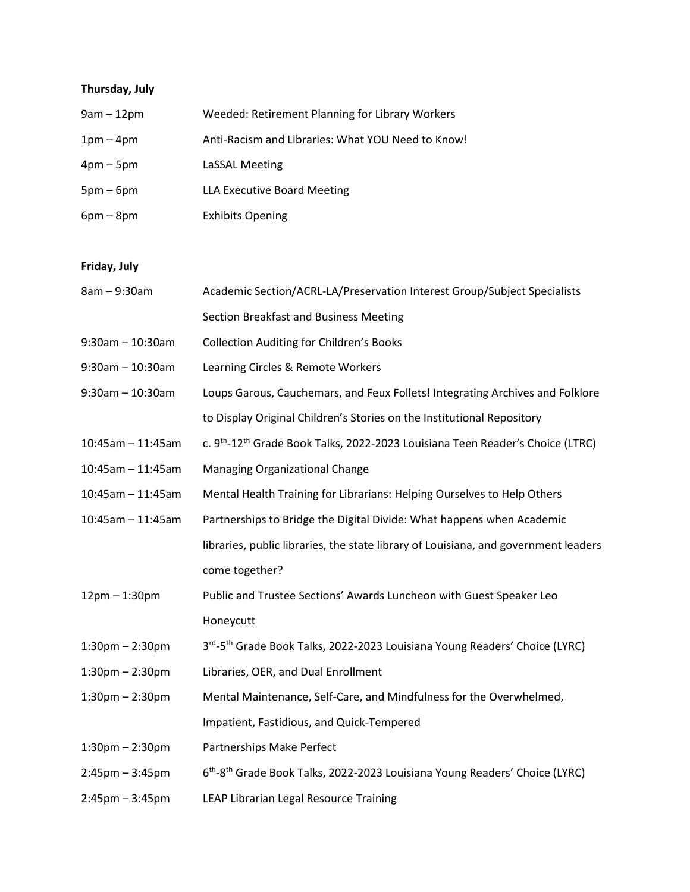**Thursday, July**

| | |
|---|---|
| 9am – 12pm | Weeded: Retirement Planning for Library Workers |
| 1pm – 4pm | Anti-Racism and Libraries: What YOU Need to Know! |
| 4pm – 5pm | LaSSAL Meeting |
| 5pm – 6pm | LLA Executive Board Meeting |
| 6pm – 8pm | Exhibits Opening |

**Friday, July**

| | |
|---|---|
| 8am – 9:30am | Academic Section/ACRL-LA/Preservation Interest Group/Subject Specialists Section Breakfast and Business Meeting |
| 9:30am – 10:30am | Collection Auditing for Children's Books |
| 9:30am – 10:30am | Learning Circles & Remote Workers |
| 9:30am – 10:30am | Loups Garous, Cauchemars, and Feux Follets! Integrating Archives and Folklore to Display Original Children's Stories on the Institutional Repository |
| 10:45am – 11:45am | c. 9th-12th Grade Book Talks, 2022-2023 Louisiana Teen Reader's Choice (LTRC) |
| 10:45am – 11:45am | Managing Organizational Change |
| 10:45am – 11:45am | Mental Health Training for Librarians: Helping Ourselves to Help Others |
| 10:45am – 11:45am | Partnerships to Bridge the Digital Divide: What happens when Academic libraries, public libraries, the state library of Louisiana, and government leaders come together? |
| 12pm – 1:30pm | Public and Trustee Sections' Awards Luncheon with Guest Speaker Leo Honeycutt |
| 1:30pm – 2:30pm | 3rd-5th Grade Book Talks, 2022-2023 Louisiana Young Readers' Choice (LYRC) |
| 1:30pm – 2:30pm | Libraries, OER, and Dual Enrollment |
| 1:30pm – 2:30pm | Mental Maintenance, Self-Care, and Mindfulness for the Overwhelmed, Impatient, Fastidious, and Quick-Tempered |
| 1:30pm – 2:30pm | Partnerships Make Perfect |
| 2:45pm – 3:45pm | 6th-8th Grade Book Talks, 2022-2023 Louisiana Young Readers' Choice (LYRC) |
| 2:45pm – 3:45pm | LEAP Librarian Legal Resource Training |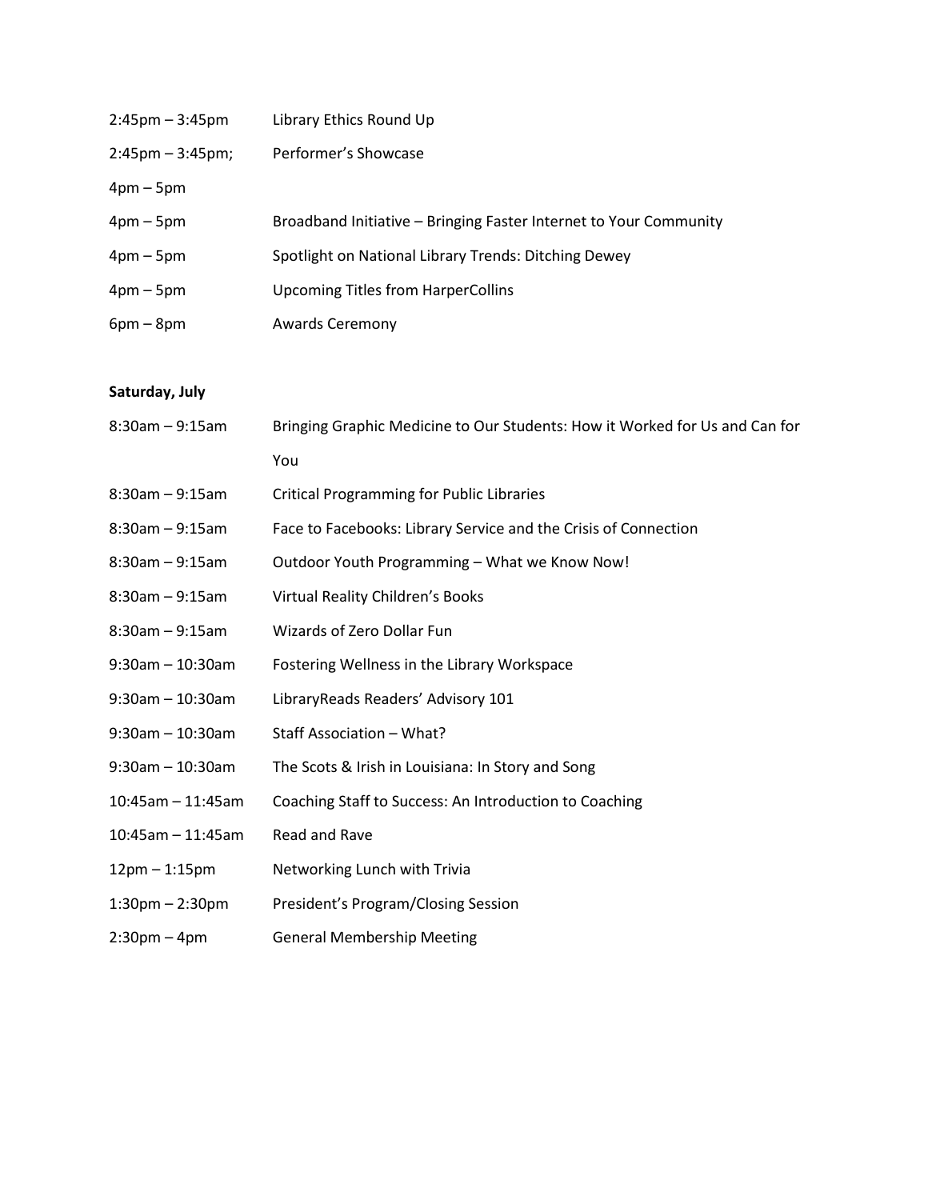| | |
|---|---|
| 2:45pm – 3:45pm | Library Ethics Round Up |
| 2:45pm – 3:45pm; | Performer's Showcase |
| 4pm – 5pm | |
| 4pm – 5pm | Broadband Initiative – Bringing Faster Internet to Your Community |
| 4pm – 5pm | Spotlight on National Library Trends: Ditching Dewey |
| 4pm – 5pm | Upcoming Titles from HarperCollins |
| 6pm – 8pm | Awards Ceremony |

**Saturday, July**

| | |
|---|---|
| 8:30am – 9:15am | Bringing Graphic Medicine to Our Students: How it Worked for Us and Can for You |
| 8:30am – 9:15am | Critical Programming for Public Libraries |
| 8:30am – 9:15am | Face to Facebooks: Library Service and the Crisis of Connection |
| 8:30am – 9:15am | Outdoor Youth Programming – What we Know Now! |
| 8:30am – 9:15am | Virtual Reality Children's Books |
| 8:30am – 9:15am | Wizards of Zero Dollar Fun |
| 9:30am – 10:30am | Fostering Wellness in the Library Workspace |
| 9:30am – 10:30am | LibraryReads Readers' Advisory 101 |
| 9:30am – 10:30am | Staff Association – What? |
| 9:30am – 10:30am | The Scots & Irish in Louisiana: In Story and Song |
| 10:45am – 11:45am | Coaching Staff to Success: An Introduction to Coaching |
| 10:45am – 11:45am | Read and Rave |
| 12pm – 1:15pm | Networking Lunch with Trivia |
| 1:30pm – 2:30pm | President's Program/Closing Session |
| 2:30pm – 4pm | General Membership Meeting |